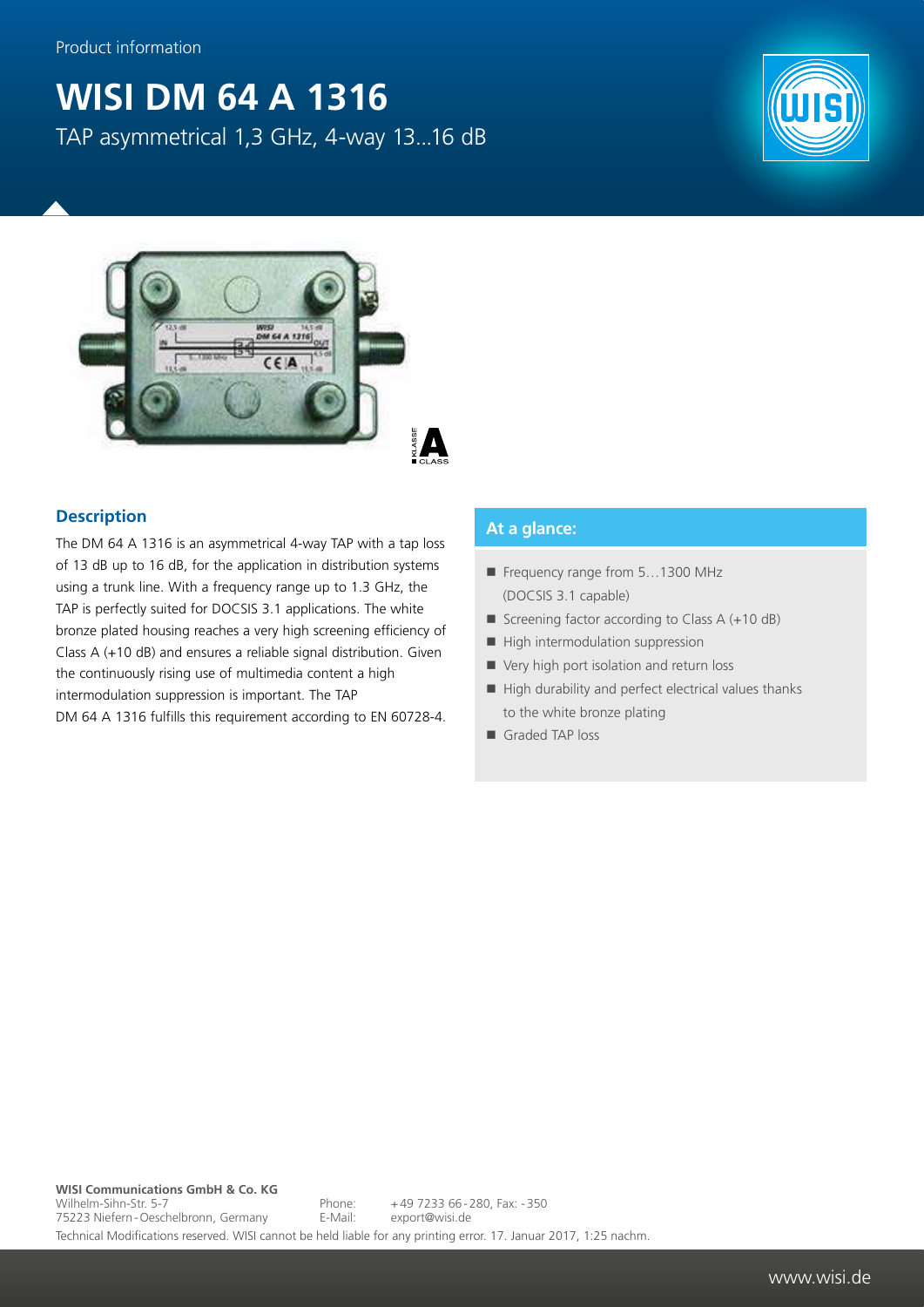Product information

# WISI DM 64 A 1316

TAP asymmetrical 1,3 GHz, 4-way 13...16 dB

## Description

The DM 64 A 1316 is an asymmetrical 4-way TAP with a tap loss of 13 dB up to 16 dB, for the application in distribution systems using a trunk line. With a frequency range up to 1.3 GHz, the TAP is perfectly suited for DOCSIS 3.1 applications. The white bronze plated housing reaches a very high screening efficiency of Class A (+10 dB) and ensures a reliable signal distribution. Given the continuously rising use of multimedia content a high intermodulation suppression is important. The TAP DM 64 A 1316 fulfills this requirement according to EN 60728-4.

## At a glance:

- Frequency range from 5…1300 MHz (DOCSIS 3.1 capable)
- Screening factor according to Class A (+10 dB)
- High intermodulation suppression
- Very high port isolation and return loss
- High durability and perfect electrical values thanks to the white bronze plating
- Graded TAP loss

**WISI Communications GmbH & Co. KG**
Wilhelm-Sihn-Str. 5-7
75223 Niefern-Oeschelbronn, Germany

Phone: +49 7233 66-280, Fax: -350
E-Mail: export@wisi.de

Technical Modifications reserved. WISI cannot be held liable for any printing error. 17. Januar 2017, 1:25 nachm.

www.wisi.de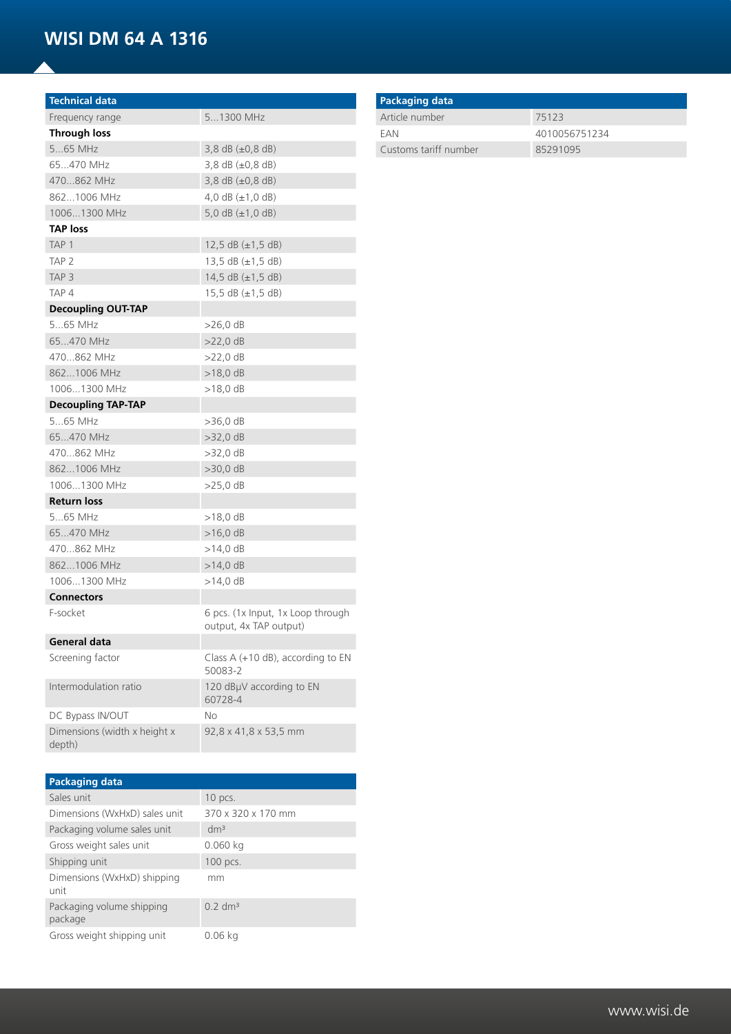# WISI DM 64 A 1316

| Technical data | |
|---|---|
| Frequency range | 5...1300 MHz |
| **Through loss** | |
| 5...65 MHz | 3,8 dB (±0,8 dB) |
| 65...470 MHz | 3,8 dB (±0,8 dB) |
| 470...862 MHz | 3,8 dB (±0,8 dB) |
| 862...1006 MHz | 4,0 dB (±1,0 dB) |
| 1006...1300 MHz | 5,0 dB (±1,0 dB) |
| **TAP loss** | |
| TAP 1 | 12,5 dB (±1,5 dB) |
| TAP 2 | 13,5 dB (±1,5 dB) |
| TAP 3 | 14,5 dB (±1,5 dB) |
| TAP 4 | 15,5 dB (±1,5 dB) |
| **Decoupling OUT-TAP** | |
| 5...65 MHz | >26,0 dB |
| 65...470 MHz | >22,0 dB |
| 470...862 MHz | >22,0 dB |
| 862...1006 MHz | >18,0 dB |
| 1006...1300 MHz | >18,0 dB |
| **Decoupling TAP-TAP** | |
| 5...65 MHz | >36,0 dB |
| 65...470 MHz | >32,0 dB |
| 470...862 MHz | >32,0 dB |
| 862...1006 MHz | >30,0 dB |
| 1006...1300 MHz | >25,0 dB |
| **Return loss** | |
| 5...65 MHz | >18,0 dB |
| 65...470 MHz | >16,0 dB |
| 470...862 MHz | >14,0 dB |
| 862...1006 MHz | >14,0 dB |
| 1006...1300 MHz | >14,0 dB |
| **Connectors** | |
| F-socket | 6 pcs. (1x Input, 1x Loop through output, 4x TAP output) |
| **General data** | |
| Screening factor | Class A (+10 dB), according to EN 50083-2 |
| Intermodulation ratio | 120 dBµV according to EN 60728-4 |
| DC Bypass IN/OUT | No |
| Dimensions (width x height x depth) | 92,8 x 41,8 x 53,5 mm |

| Packaging data | |
|---|---|
| Sales unit | 10 pcs. |
| Dimensions (WxHxD) sales unit | 370 x 320 x 170 mm |
| Packaging volume sales unit | dm³ |
| Gross weight sales unit | 0.060 kg |
| Shipping unit | 100 pcs. |
| Dimensions (WxHxD) shipping unit | mm |
| Packaging volume shipping package | 0.2 dm³ |
| Gross weight shipping unit | 0.06 kg |

| Packaging data | |
|---|---|
| Article number | 75123 |
| EAN | 4010056751234 |
| Customs tariff number | 85291095 |